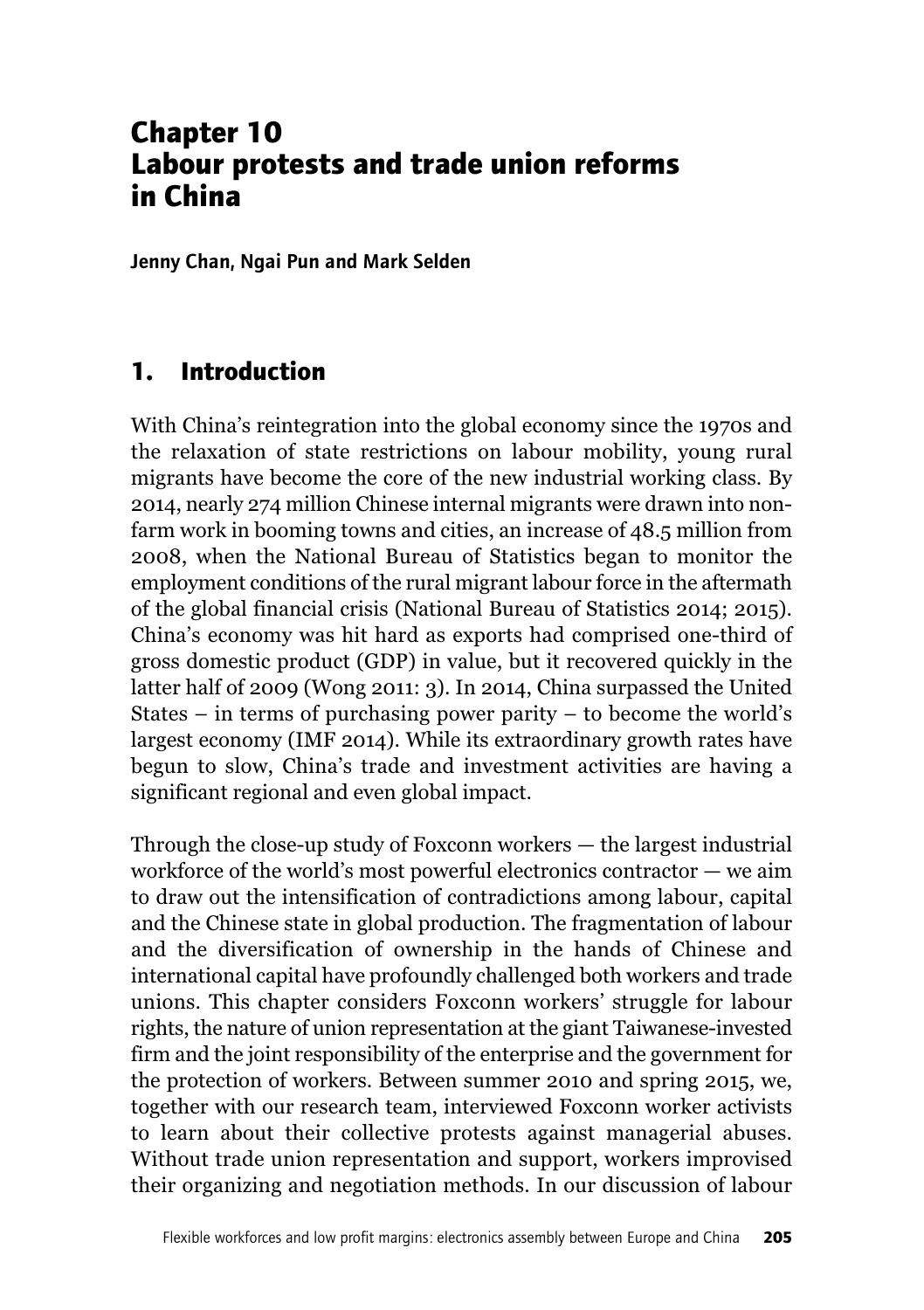# Chapter 10
# Labour protests and trade union reforms in China

**Jenny Chan, Ngai Pun and Mark Selden**

## 1. Introduction

With China's reintegration into the global economy since the 1970s and the relaxation of state restrictions on labour mobility, young rural migrants have become the core of the new industrial working class. By 2014, nearly 274 million Chinese internal migrants were drawn into non-farm work in booming towns and cities, an increase of 48.5 million from 2008, when the National Bureau of Statistics began to monitor the employment conditions of the rural migrant labour force in the aftermath of the global financial crisis (National Bureau of Statistics 2014; 2015). China's economy was hit hard as exports had comprised one-third of gross domestic product (GDP) in value, but it recovered quickly in the latter half of 2009 (Wong 2011: 3). In 2014, China surpassed the United States – in terms of purchasing power parity – to become the world's largest economy (IMF 2014). While its extraordinary growth rates have begun to slow, China's trade and investment activities are having a significant regional and even global impact.

Through the close-up study of Foxconn workers — the largest industrial workforce of the world's most powerful electronics contractor — we aim to draw out the intensification of contradictions among labour, capital and the Chinese state in global production. The fragmentation of labour and the diversification of ownership in the hands of Chinese and international capital have profoundly challenged both workers and trade unions. This chapter considers Foxconn workers' struggle for labour rights, the nature of union representation at the giant Taiwanese-invested firm and the joint responsibility of the enterprise and the government for the protection of workers. Between summer 2010 and spring 2015, we, together with our research team, interviewed Foxconn worker activists to learn about their collective protests against managerial abuses. Without trade union representation and support, workers improvised their organizing and negotiation methods. In our discussion of labour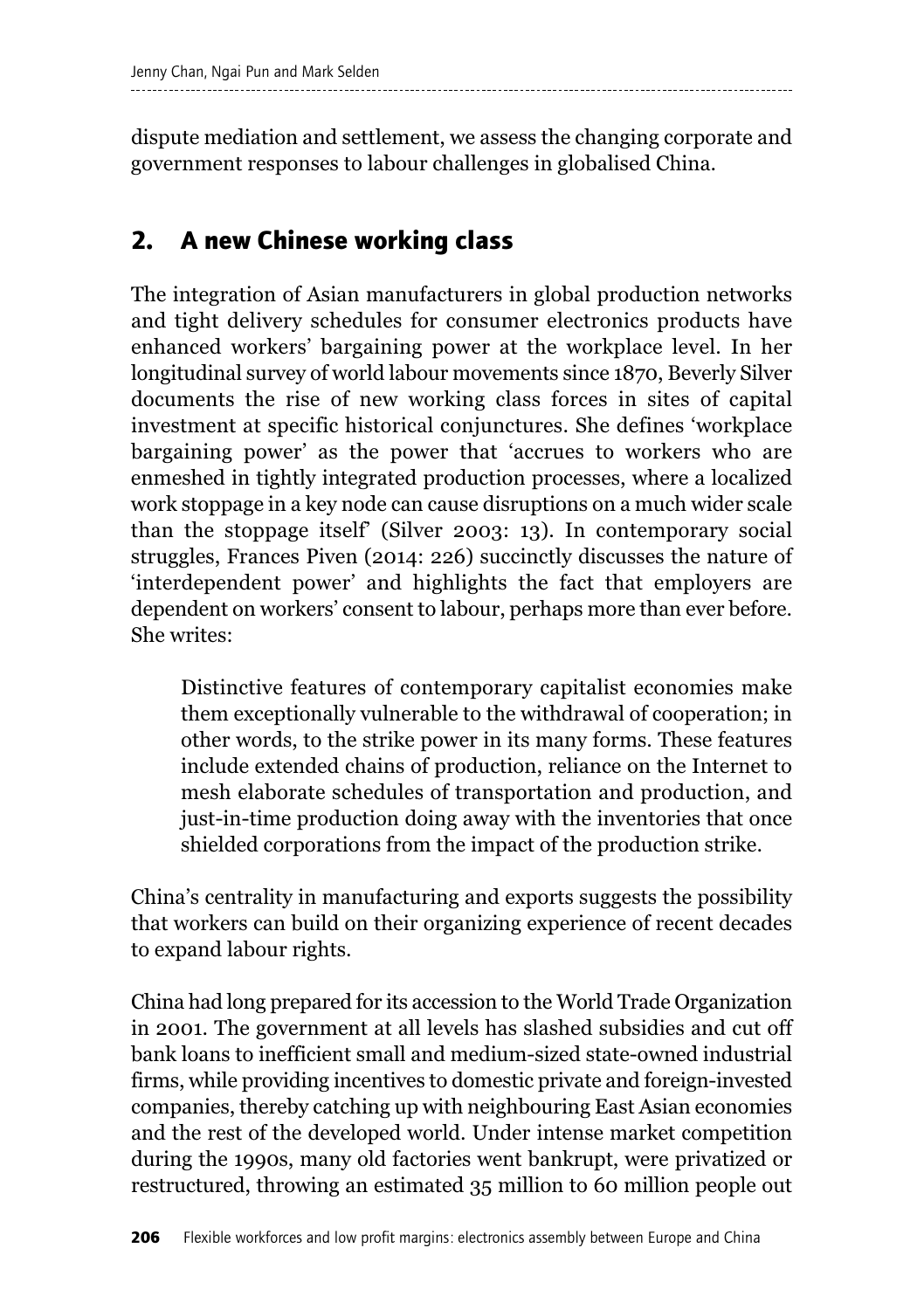dispute mediation and settlement, we assess the changing corporate and government responses to labour challenges in globalised China.

## 2. A new Chinese working class

The integration of Asian manufacturers in global production networks and tight delivery schedules for consumer electronics products have enhanced workers' bargaining power at the workplace level. In her longitudinal survey of world labour movements since 1870, Beverly Silver documents the rise of new working class forces in sites of capital investment at specific historical conjunctures. She defines 'workplace bargaining power' as the power that 'accrues to workers who are enmeshed in tightly integrated production processes, where a localized work stoppage in a key node can cause disruptions on a much wider scale than the stoppage itself' (Silver 2003: 13). In contemporary social struggles, Frances Piven (2014: 226) succinctly discusses the nature of 'interdependent power' and highlights the fact that employers are dependent on workers' consent to labour, perhaps more than ever before. She writes:

> Distinctive features of contemporary capitalist economies make them exceptionally vulnerable to the withdrawal of cooperation; in other words, to the strike power in its many forms. These features include extended chains of production, reliance on the Internet to mesh elaborate schedules of transportation and production, and just-in-time production doing away with the inventories that once shielded corporations from the impact of the production strike.

China's centrality in manufacturing and exports suggests the possibility that workers can build on their organizing experience of recent decades to expand labour rights.

China had long prepared for its accession to the World Trade Organization in 2001. The government at all levels has slashed subsidies and cut off bank loans to inefficient small and medium-sized state-owned industrial firms, while providing incentives to domestic private and foreign-invested companies, thereby catching up with neighbouring East Asian economies and the rest of the developed world. Under intense market competition during the 1990s, many old factories went bankrupt, were privatized or restructured, throwing an estimated 35 million to 60 million people out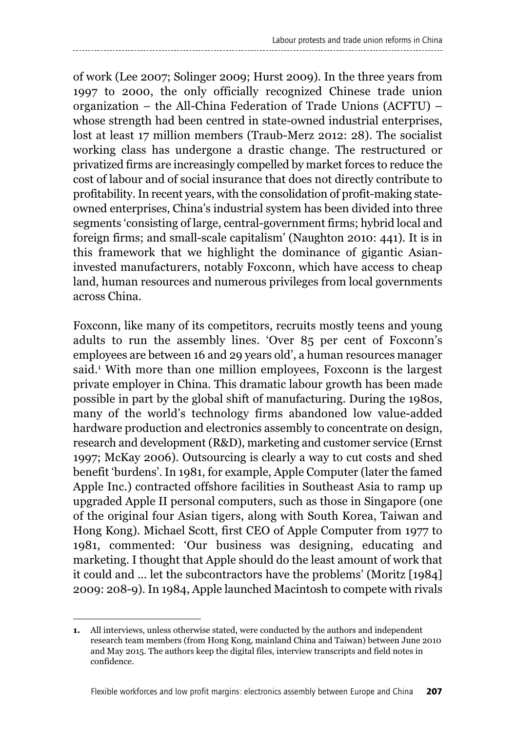of work (Lee 2007; Solinger 2009; Hurst 2009). In the three years from 1997 to 2000, the only officially recognized Chinese trade union organization – the All-China Federation of Trade Unions (ACFTU) – whose strength had been centred in state-owned industrial enterprises, lost at least 17 million members (Traub-Merz 2012: 28). The socialist working class has undergone a drastic change. The restructured or privatized firms are increasingly compelled by market forces to reduce the cost of labour and of social insurance that does not directly contribute to profitability. In recent years, with the consolidation of profit-making state-owned enterprises, China's industrial system has been divided into three segments 'consisting of large, central-government firms; hybrid local and foreign firms; and small-scale capitalism' (Naughton 2010: 441). It is in this framework that we highlight the dominance of gigantic Asian-invested manufacturers, notably Foxconn, which have access to cheap land, human resources and numerous privileges from local governments across China.

Foxconn, like many of its competitors, recruits mostly teens and young adults to run the assembly lines. 'Over 85 per cent of Foxconn's employees are between 16 and 29 years old', a human resources manager said.[1] With more than one million employees, Foxconn is the largest private employer in China. This dramatic labour growth has been made possible in part by the global shift of manufacturing. During the 1980s, many of the world's technology firms abandoned low value-added hardware production and electronics assembly to concentrate on design, research and development (R&D), marketing and customer service (Ernst 1997; McKay 2006). Outsourcing is clearly a way to cut costs and shed benefit 'burdens'. In 1981, for example, Apple Computer (later the famed Apple Inc.) contracted offshore facilities in Southeast Asia to ramp up upgraded Apple II personal computers, such as those in Singapore (one of the original four Asian tigers, along with South Korea, Taiwan and Hong Kong). Michael Scott, first CEO of Apple Computer from 1977 to 1981, commented: 'Our business was designing, educating and marketing. I thought that Apple should do the least amount of work that it could and ... let the subcontractors have the problems' (Moritz [1984] 2009: 208-9). In 1984, Apple launched Macintosh to compete with rivals

**1.** All interviews, unless otherwise stated, were conducted by the authors and independent research team members (from Hong Kong, mainland China and Taiwan) between June 2010 and May 2015. The authors keep the digital files, interview transcripts and field notes in confidence.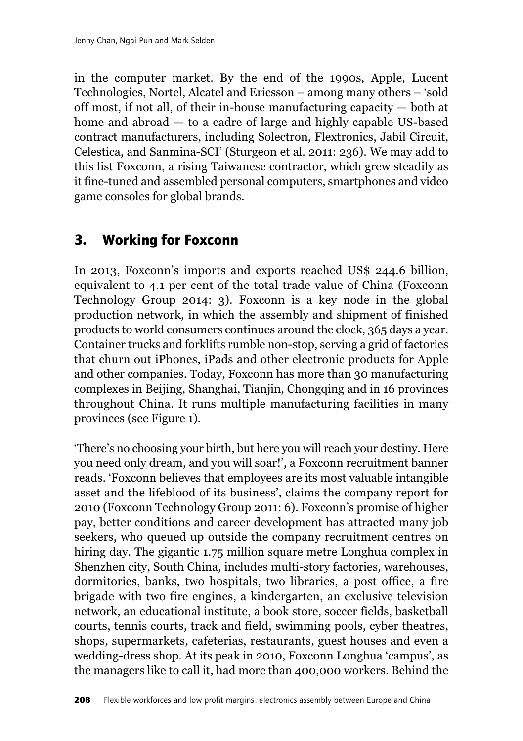in the computer market. By the end of the 1990s, Apple, Lucent Technologies, Nortel, Alcatel and Ericsson – among many others – 'sold off most, if not all, of their in-house manufacturing capacity — both at home and abroad — to a cadre of large and highly capable US-based contract manufacturers, including Solectron, Flextronics, Jabil Circuit, Celestica, and Sanmina-SCI' (Sturgeon et al. 2011: 236). We may add to this list Foxconn, a rising Taiwanese contractor, which grew steadily as it fine-tuned and assembled personal computers, smartphones and video game consoles for global brands.

## 3. Working for Foxconn

In 2013, Foxconn's imports and exports reached US$ 244.6 billion, equivalent to 4.1 per cent of the total trade value of China (Foxconn Technology Group 2014: 3). Foxconn is a key node in the global production network, in which the assembly and shipment of finished products to world consumers continues around the clock, 365 days a year. Container trucks and forklifts rumble non-stop, serving a grid of factories that churn out iPhones, iPads and other electronic products for Apple and other companies. Today, Foxconn has more than 30 manufacturing complexes in Beijing, Shanghai, Tianjin, Chongqing and in 16 provinces throughout China. It runs multiple manufacturing facilities in many provinces (see Figure 1).

'There's no choosing your birth, but here you will reach your destiny. Here you need only dream, and you will soar!', a Foxconn recruitment banner reads. 'Foxconn believes that employees are its most valuable intangible asset and the lifeblood of its business', claims the company report for 2010 (Foxconn Technology Group 2011: 6). Foxconn's promise of higher pay, better conditions and career development has attracted many job seekers, who queued up outside the company recruitment centres on hiring day. The gigantic 1.75 million square metre Longhua complex in Shenzhen city, South China, includes multi-story factories, warehouses, dormitories, banks, two hospitals, two libraries, a post office, a fire brigade with two fire engines, a kindergarten, an exclusive television network, an educational institute, a book store, soccer fields, basketball courts, tennis courts, track and field, swimming pools, cyber theatres, shops, supermarkets, cafeterias, restaurants, guest houses and even a wedding-dress shop. At its peak in 2010, Foxconn Longhua 'campus', as the managers like to call it, had more than 400,000 workers. Behind the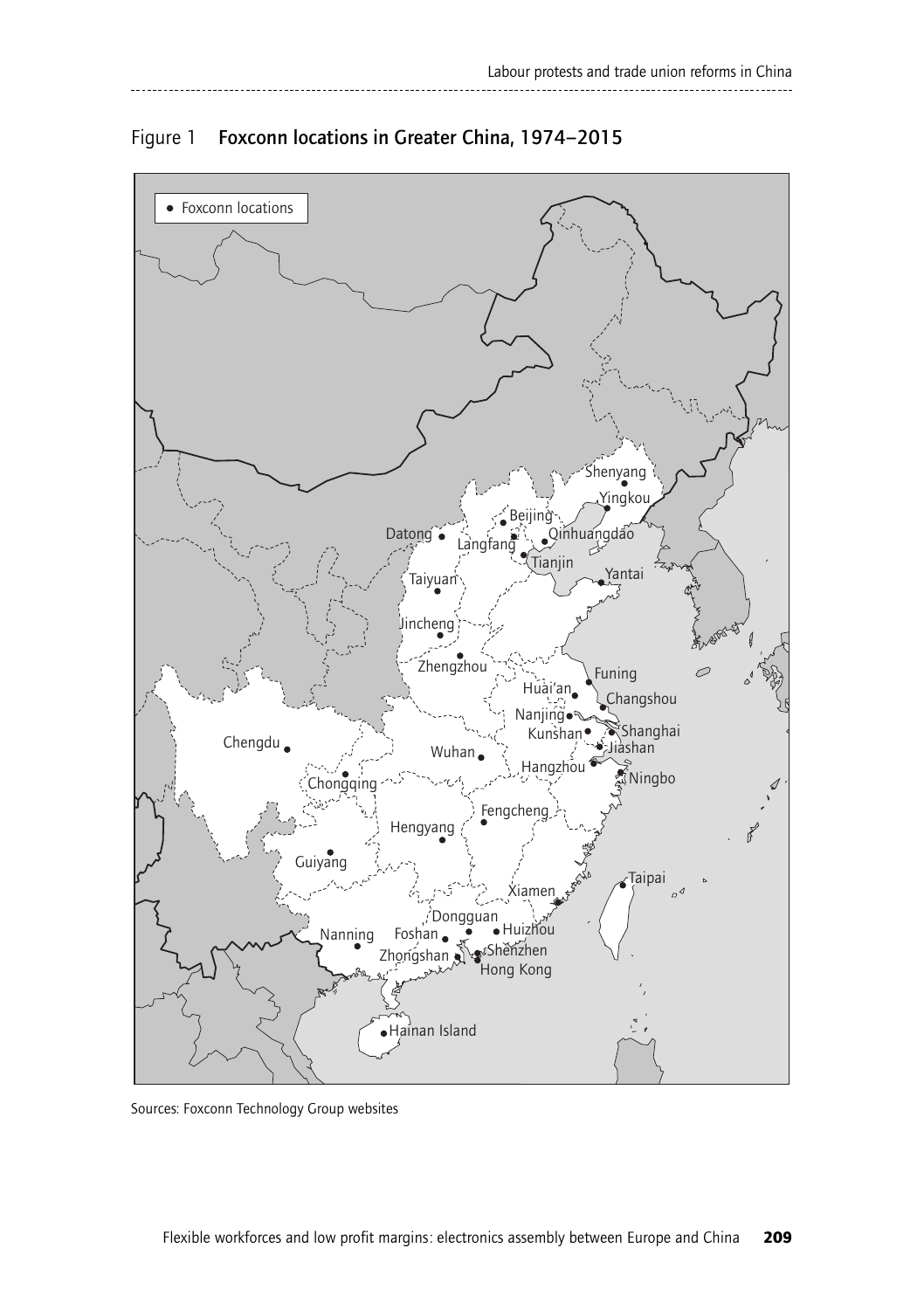Figure 1 **Foxconn locations in Greater China, 1974–2015**

Sources: Foxconn Technology Group websites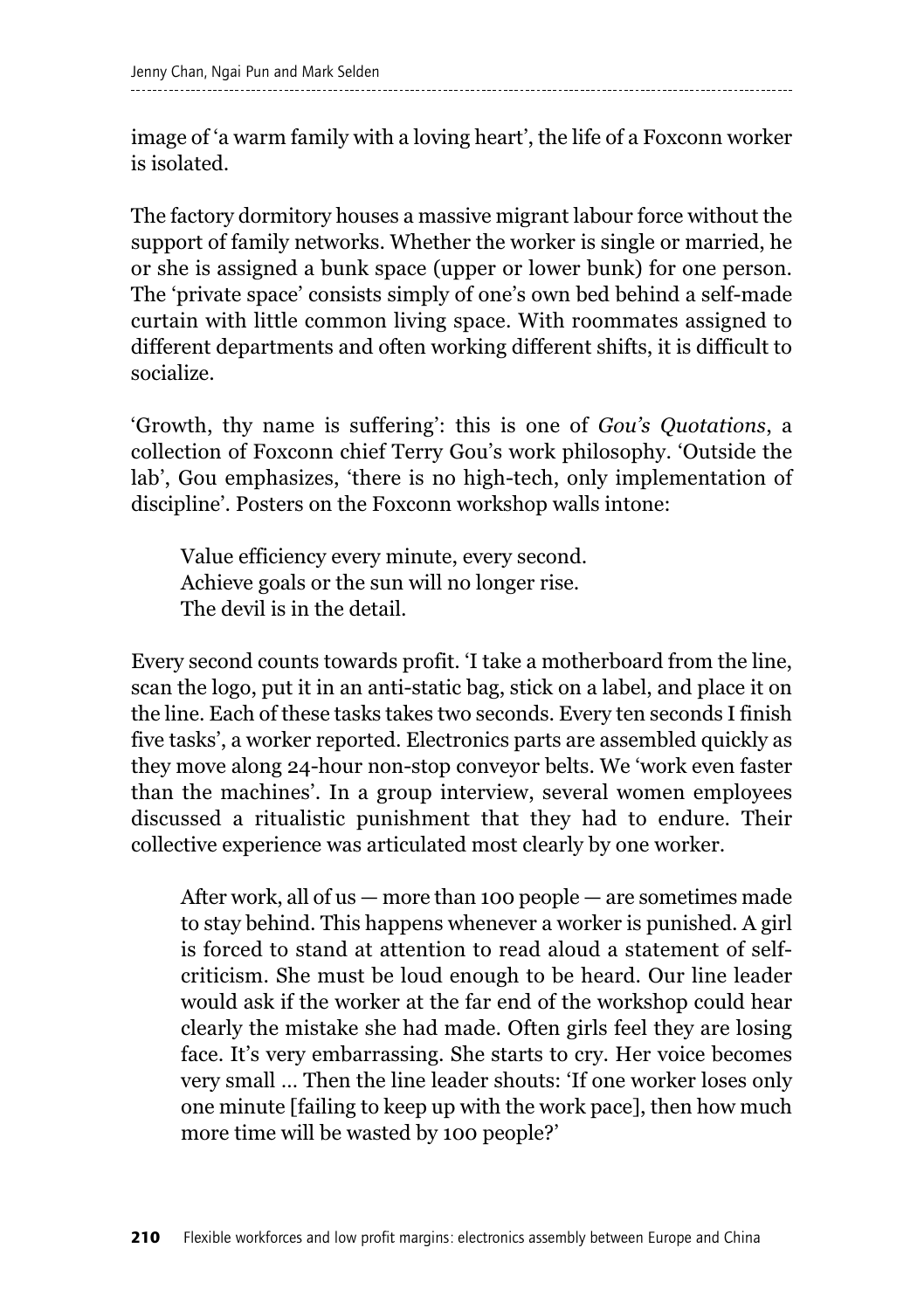image of 'a warm family with a loving heart', the life of a Foxconn worker is isolated.

The factory dormitory houses a massive migrant labour force without the support of family networks. Whether the worker is single or married, he or she is assigned a bunk space (upper or lower bunk) for one person. The 'private space' consists simply of one's own bed behind a self-made curtain with little common living space. With roommates assigned to different departments and often working different shifts, it is difficult to socialize.

'Growth, thy name is suffering': this is one of *Gou's Quotations*, a collection of Foxconn chief Terry Gou's work philosophy. 'Outside the lab', Gou emphasizes, 'there is no high-tech, only implementation of discipline'. Posters on the Foxconn workshop walls intone:

> Value efficiency every minute, every second.
> Achieve goals or the sun will no longer rise.
> The devil is in the detail.

Every second counts towards profit. 'I take a motherboard from the line, scan the logo, put it in an anti-static bag, stick on a label, and place it on the line. Each of these tasks takes two seconds. Every ten seconds I finish five tasks', a worker reported. Electronics parts are assembled quickly as they move along 24-hour non-stop conveyor belts. We 'work even faster than the machines'. In a group interview, several women employees discussed a ritualistic punishment that they had to endure. Their collective experience was articulated most clearly by one worker.

> After work, all of us — more than 100 people — are sometimes made to stay behind. This happens whenever a worker is punished. A girl is forced to stand at attention to read aloud a statement of self-criticism. She must be loud enough to be heard. Our line leader would ask if the worker at the far end of the workshop could hear clearly the mistake she had made. Often girls feel they are losing face. It's very embarrassing. She starts to cry. Her voice becomes very small ... Then the line leader shouts: 'If one worker loses only one minute [failing to keep up with the work pace], then how much more time will be wasted by 100 people?'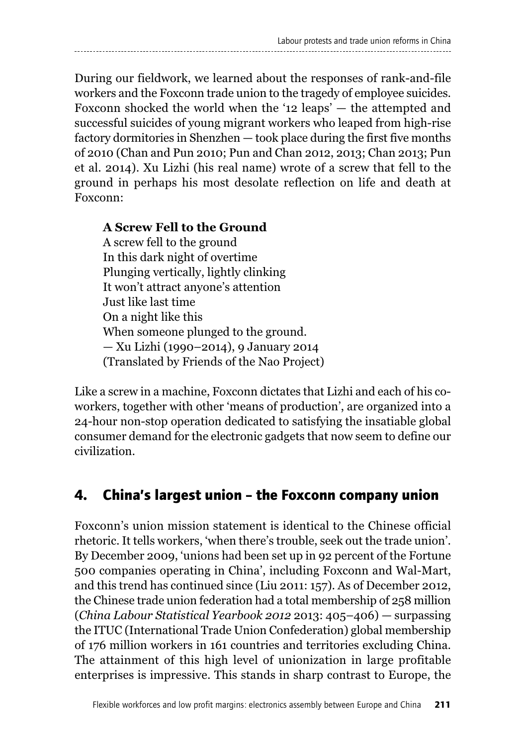During our fieldwork, we learned about the responses of rank-and-file workers and the Foxconn trade union to the tragedy of employee suicides. Foxconn shocked the world when the '12 leaps' — the attempted and successful suicides of young migrant workers who leaped from high-rise factory dormitories in Shenzhen — took place during the first five months of 2010 (Chan and Pun 2010; Pun and Chan 2012, 2013; Chan 2013; Pun et al. 2014). Xu Lizhi (his real name) wrote of a screw that fell to the ground in perhaps his most desolate reflection on life and death at Foxconn:

> **A Screw Fell to the Ground**
> A screw fell to the ground
> In this dark night of overtime
> Plunging vertically, lightly clinking
> It won't attract anyone's attention
> Just like last time
> On a night like this
> When someone plunged to the ground.
> — Xu Lizhi (1990–2014), 9 January 2014
> (Translated by Friends of the Nao Project)

Like a screw in a machine, Foxconn dictates that Lizhi and each of his co-workers, together with other 'means of production', are organized into a 24-hour non-stop operation dedicated to satisfying the insatiable global consumer demand for the electronic gadgets that now seem to define our civilization.

## 4. China's largest union – the Foxconn company union

Foxconn's union mission statement is identical to the Chinese official rhetoric. It tells workers, 'when there's trouble, seek out the trade union'. By December 2009, 'unions had been set up in 92 percent of the Fortune 500 companies operating in China', including Foxconn and Wal-Mart, and this trend has continued since (Liu 2011: 157). As of December 2012, the Chinese trade union federation had a total membership of 258 million (*China Labour Statistical Yearbook 2012* 2013: 405–406) — surpassing the ITUC (International Trade Union Confederation) global membership of 176 million workers in 161 countries and territories excluding China. The attainment of this high level of unionization in large profitable enterprises is impressive. This stands in sharp contrast to Europe, the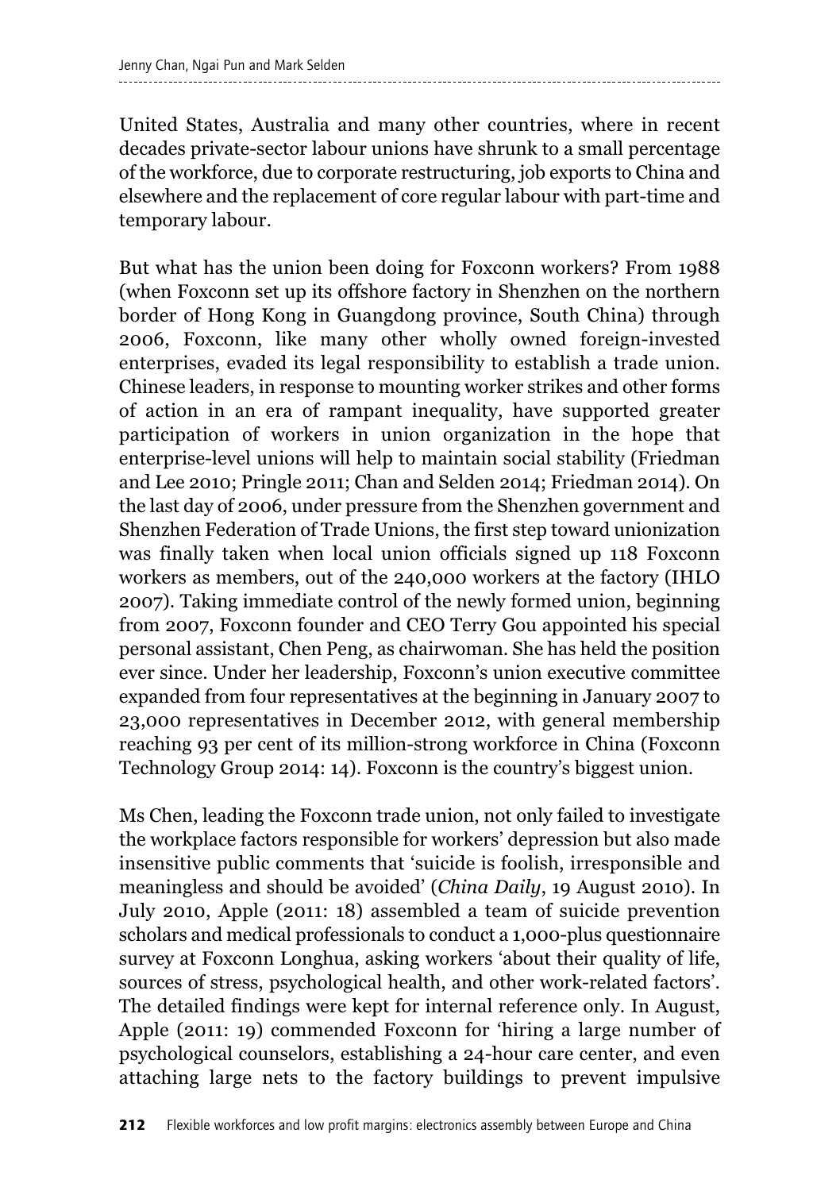United States, Australia and many other countries, where in recent decades private-sector labour unions have shrunk to a small percentage of the workforce, due to corporate restructuring, job exports to China and elsewhere and the replacement of core regular labour with part-time and temporary labour.

But what has the union been doing for Foxconn workers? From 1988 (when Foxconn set up its offshore factory in Shenzhen on the northern border of Hong Kong in Guangdong province, South China) through 2006, Foxconn, like many other wholly owned foreign-invested enterprises, evaded its legal responsibility to establish a trade union. Chinese leaders, in response to mounting worker strikes and other forms of action in an era of rampant inequality, have supported greater participation of workers in union organization in the hope that enterprise-level unions will help to maintain social stability (Friedman and Lee 2010; Pringle 2011; Chan and Selden 2014; Friedman 2014). On the last day of 2006, under pressure from the Shenzhen government and Shenzhen Federation of Trade Unions, the first step toward unionization was finally taken when local union officials signed up 118 Foxconn workers as members, out of the 240,000 workers at the factory (IHLO 2007). Taking immediate control of the newly formed union, beginning from 2007, Foxconn founder and CEO Terry Gou appointed his special personal assistant, Chen Peng, as chairwoman. She has held the position ever since. Under her leadership, Foxconn's union executive committee expanded from four representatives at the beginning in January 2007 to 23,000 representatives in December 2012, with general membership reaching 93 per cent of its million-strong workforce in China (Foxconn Technology Group 2014: 14). Foxconn is the country's biggest union.

Ms Chen, leading the Foxconn trade union, not only failed to investigate the workplace factors responsible for workers' depression but also made insensitive public comments that 'suicide is foolish, irresponsible and meaningless and should be avoided' (*China Daily*, 19 August 2010). In July 2010, Apple (2011: 18) assembled a team of suicide prevention scholars and medical professionals to conduct a 1,000-plus questionnaire survey at Foxconn Longhua, asking workers 'about their quality of life, sources of stress, psychological health, and other work-related factors'. The detailed findings were kept for internal reference only. In August, Apple (2011: 19) commended Foxconn for 'hiring a large number of psychological counselors, establishing a 24-hour care center, and even attaching large nets to the factory buildings to prevent impulsive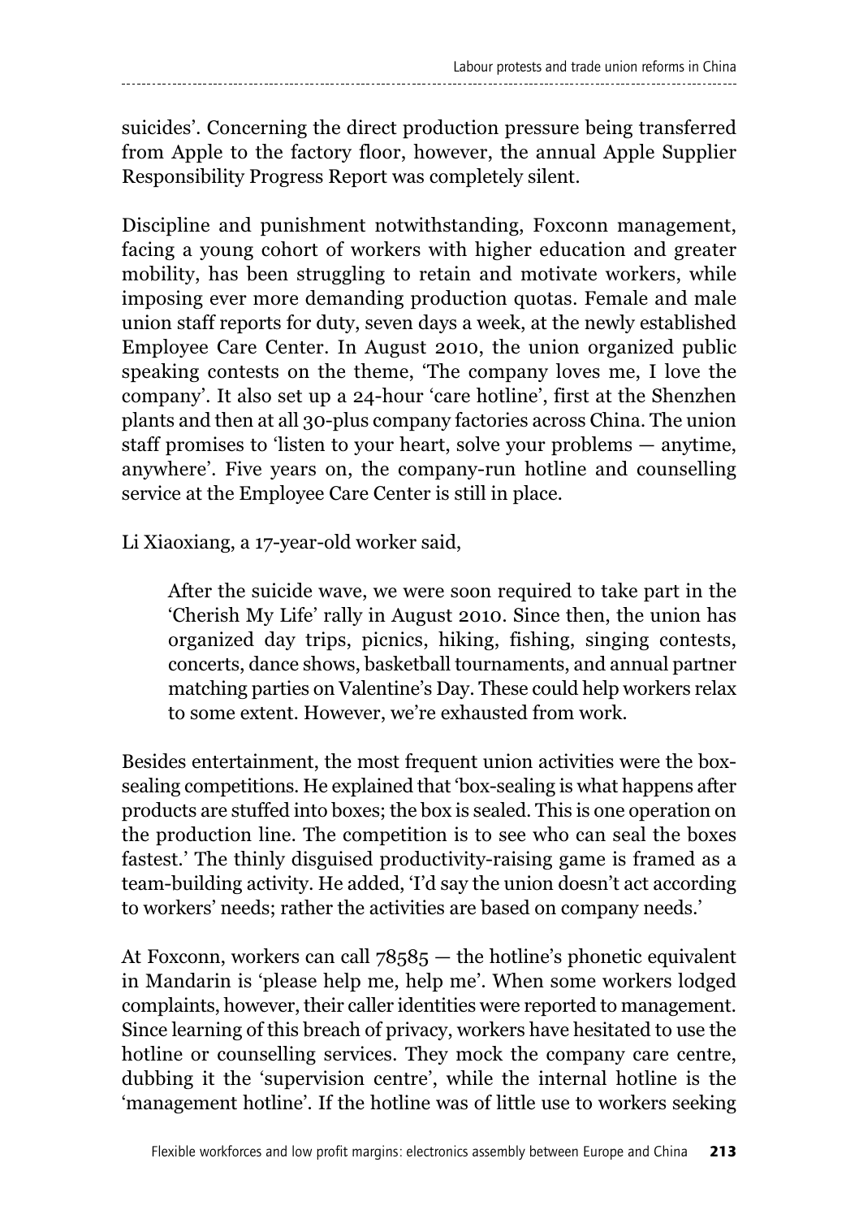suicides'. Concerning the direct production pressure being transferred from Apple to the factory floor, however, the annual Apple Supplier Responsibility Progress Report was completely silent.

Discipline and punishment notwithstanding, Foxconn management, facing a young cohort of workers with higher education and greater mobility, has been struggling to retain and motivate workers, while imposing ever more demanding production quotas. Female and male union staff reports for duty, seven days a week, at the newly established Employee Care Center. In August 2010, the union organized public speaking contests on the theme, 'The company loves me, I love the company'. It also set up a 24-hour 'care hotline', first at the Shenzhen plants and then at all 30-plus company factories across China. The union staff promises to 'listen to your heart, solve your problems — anytime, anywhere'. Five years on, the company-run hotline and counselling service at the Employee Care Center is still in place.

Li Xiaoxiang, a 17-year-old worker said,

> After the suicide wave, we were soon required to take part in the 'Cherish My Life' rally in August 2010. Since then, the union has organized day trips, picnics, hiking, fishing, singing contests, concerts, dance shows, basketball tournaments, and annual partner matching parties on Valentine's Day. These could help workers relax to some extent. However, we're exhausted from work.

Besides entertainment, the most frequent union activities were the box-sealing competitions. He explained that 'box-sealing is what happens after products are stuffed into boxes; the box is sealed. This is one operation on the production line. The competition is to see who can seal the boxes fastest.' The thinly disguised productivity-raising game is framed as a team-building activity. He added, 'I'd say the union doesn't act according to workers' needs; rather the activities are based on company needs.'

At Foxconn, workers can call 78585 — the hotline's phonetic equivalent in Mandarin is 'please help me, help me'. When some workers lodged complaints, however, their caller identities were reported to management. Since learning of this breach of privacy, workers have hesitated to use the hotline or counselling services. They mock the company care centre, dubbing it the 'supervision centre', while the internal hotline is the 'management hotline'. If the hotline was of little use to workers seeking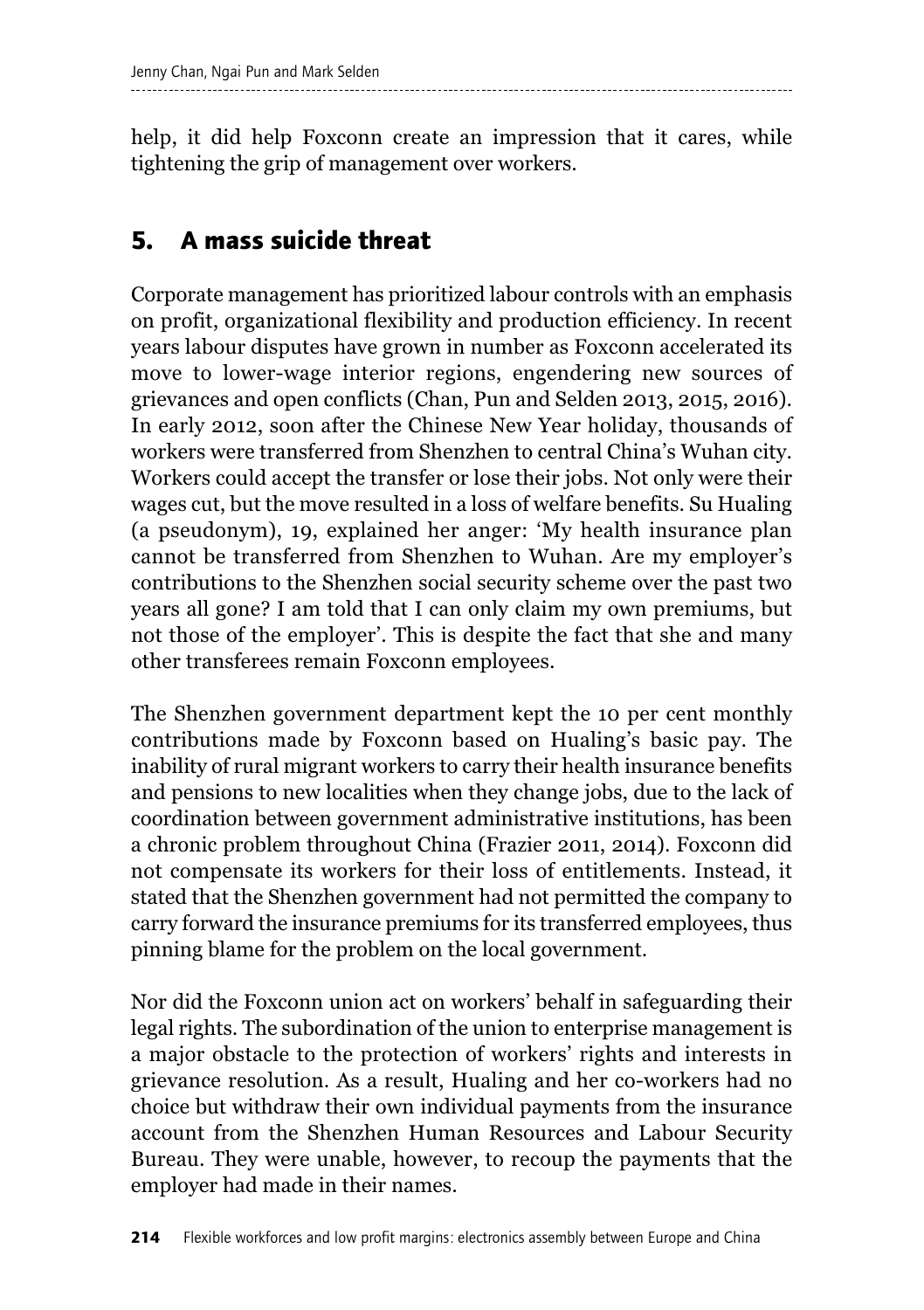help, it did help Foxconn create an impression that it cares, while tightening the grip of management over workers.

## 5. A mass suicide threat

Corporate management has prioritized labour controls with an emphasis on profit, organizational flexibility and production efficiency. In recent years labour disputes have grown in number as Foxconn accelerated its move to lower-wage interior regions, engendering new sources of grievances and open conflicts (Chan, Pun and Selden 2013, 2015, 2016). In early 2012, soon after the Chinese New Year holiday, thousands of workers were transferred from Shenzhen to central China's Wuhan city. Workers could accept the transfer or lose their jobs. Not only were their wages cut, but the move resulted in a loss of welfare benefits. Su Hualing (a pseudonym), 19, explained her anger: 'My health insurance plan cannot be transferred from Shenzhen to Wuhan. Are my employer's contributions to the Shenzhen social security scheme over the past two years all gone? I am told that I can only claim my own premiums, but not those of the employer'. This is despite the fact that she and many other transferees remain Foxconn employees.

The Shenzhen government department kept the 10 per cent monthly contributions made by Foxconn based on Hualing's basic pay. The inability of rural migrant workers to carry their health insurance benefits and pensions to new localities when they change jobs, due to the lack of coordination between government administrative institutions, has been a chronic problem throughout China (Frazier 2011, 2014). Foxconn did not compensate its workers for their loss of entitlements. Instead, it stated that the Shenzhen government had not permitted the company to carry forward the insurance premiums for its transferred employees, thus pinning blame for the problem on the local government.

Nor did the Foxconn union act on workers' behalf in safeguarding their legal rights. The subordination of the union to enterprise management is a major obstacle to the protection of workers' rights and interests in grievance resolution. As a result, Hualing and her co-workers had no choice but withdraw their own individual payments from the insurance account from the Shenzhen Human Resources and Labour Security Bureau. They were unable, however, to recoup the payments that the employer had made in their names.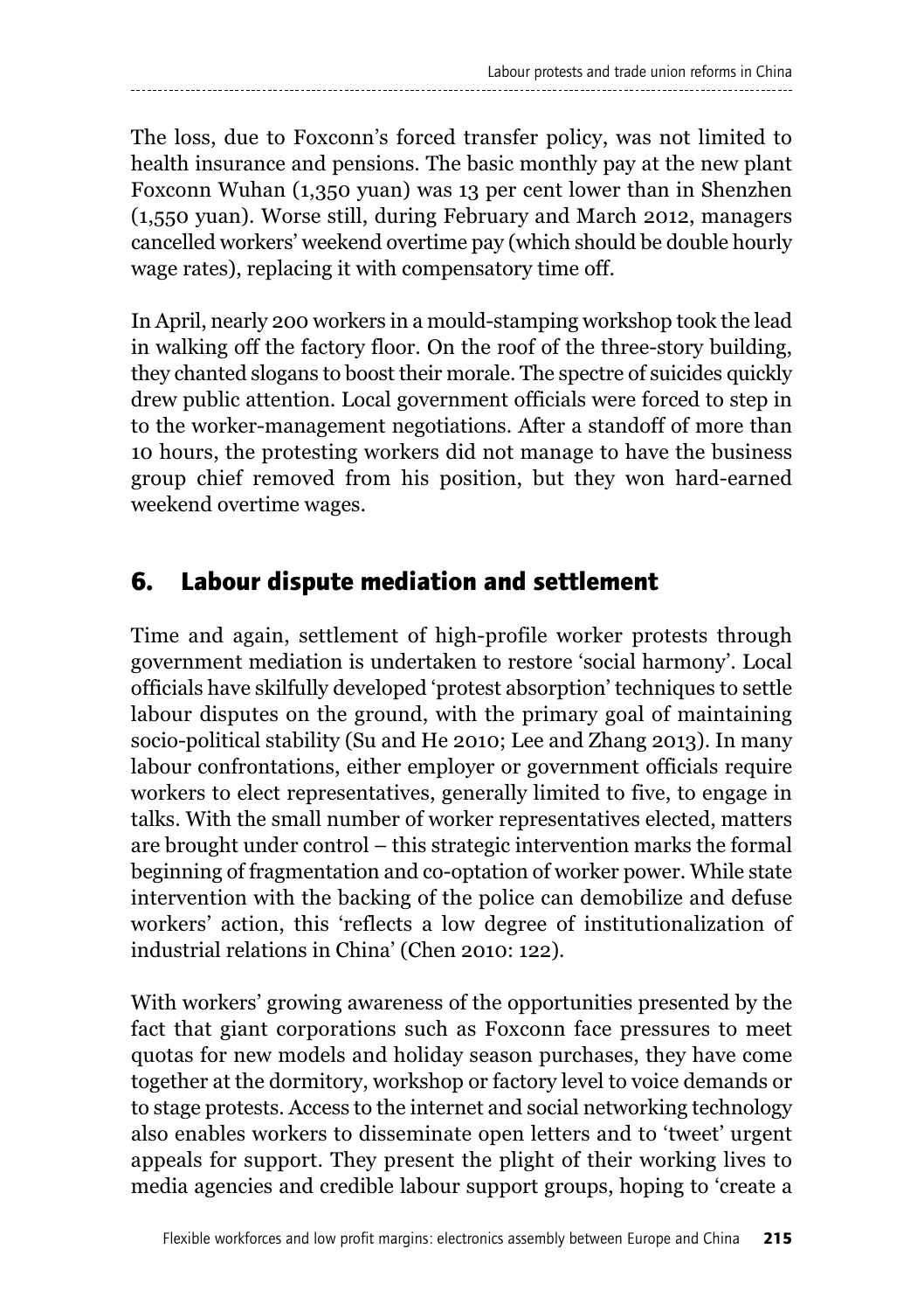The loss, due to Foxconn's forced transfer policy, was not limited to health insurance and pensions. The basic monthly pay at the new plant Foxconn Wuhan (1,350 yuan) was 13 per cent lower than in Shenzhen (1,550 yuan). Worse still, during February and March 2012, managers cancelled workers' weekend overtime pay (which should be double hourly wage rates), replacing it with compensatory time off.

In April, nearly 200 workers in a mould-stamping workshop took the lead in walking off the factory floor. On the roof of the three-story building, they chanted slogans to boost their morale. The spectre of suicides quickly drew public attention. Local government officials were forced to step in to the worker-management negotiations. After a standoff of more than 10 hours, the protesting workers did not manage to have the business group chief removed from his position, but they won hard-earned weekend overtime wages.

## 6. Labour dispute mediation and settlement

Time and again, settlement of high-profile worker protests through government mediation is undertaken to restore 'social harmony'. Local officials have skilfully developed 'protest absorption' techniques to settle labour disputes on the ground, with the primary goal of maintaining socio-political stability (Su and He 2010; Lee and Zhang 2013). In many labour confrontations, either employer or government officials require workers to elect representatives, generally limited to five, to engage in talks. With the small number of worker representatives elected, matters are brought under control – this strategic intervention marks the formal beginning of fragmentation and co-optation of worker power. While state intervention with the backing of the police can demobilize and defuse workers' action, this 'reflects a low degree of institutionalization of industrial relations in China' (Chen 2010: 122).

With workers' growing awareness of the opportunities presented by the fact that giant corporations such as Foxconn face pressures to meet quotas for new models and holiday season purchases, they have come together at the dormitory, workshop or factory level to voice demands or to stage protests. Access to the internet and social networking technology also enables workers to disseminate open letters and to 'tweet' urgent appeals for support. They present the plight of their working lives to media agencies and credible labour support groups, hoping to 'create a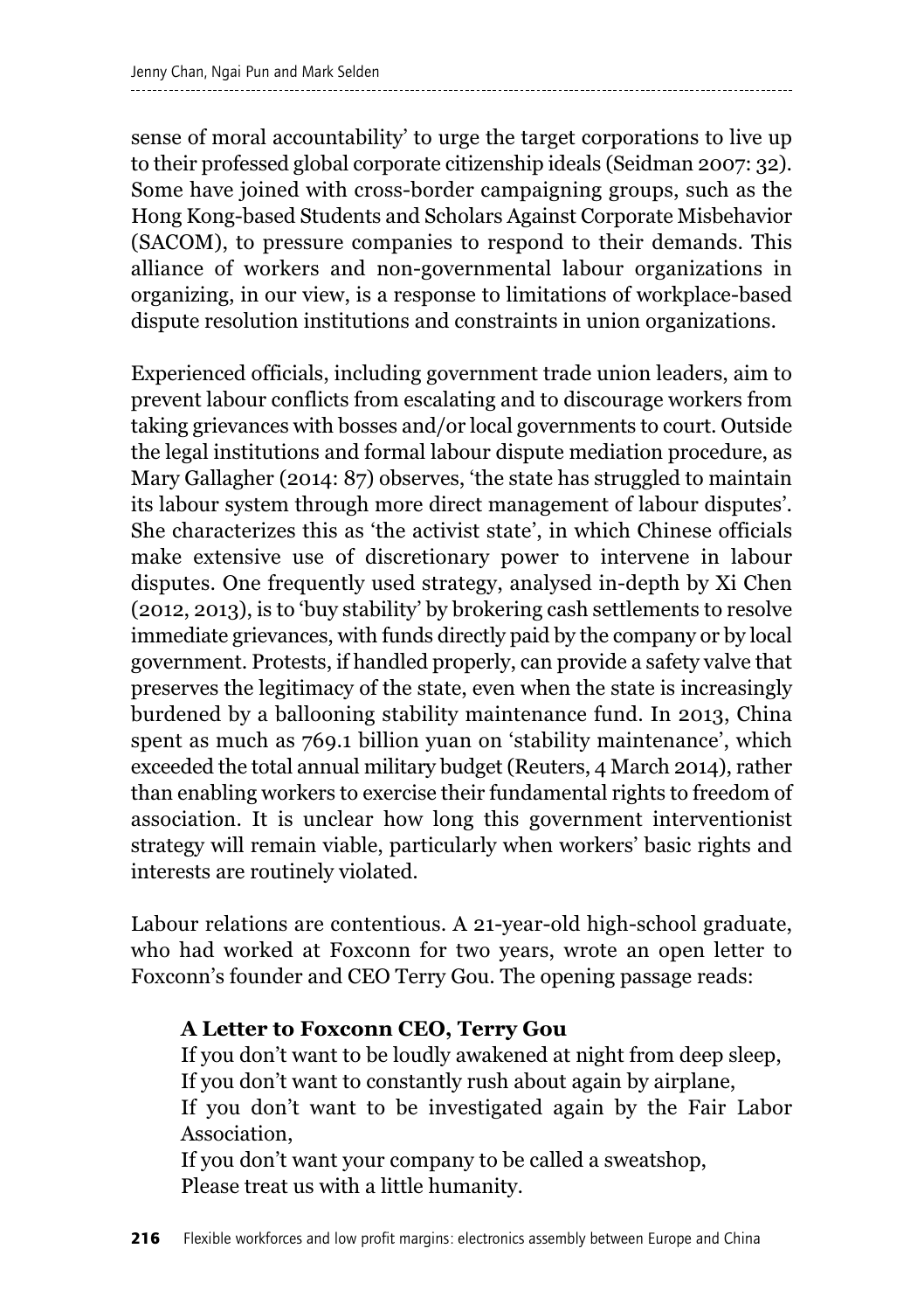sense of moral accountability' to urge the target corporations to live up to their professed global corporate citizenship ideals (Seidman 2007: 32). Some have joined with cross-border campaigning groups, such as the Hong Kong-based Students and Scholars Against Corporate Misbehavior (SACOM), to pressure companies to respond to their demands. This alliance of workers and non-governmental labour organizations in organizing, in our view, is a response to limitations of workplace-based dispute resolution institutions and constraints in union organizations.

Experienced officials, including government trade union leaders, aim to prevent labour conflicts from escalating and to discourage workers from taking grievances with bosses and/or local governments to court. Outside the legal institutions and formal labour dispute mediation procedure, as Mary Gallagher (2014: 87) observes, 'the state has struggled to maintain its labour system through more direct management of labour disputes'. She characterizes this as 'the activist state', in which Chinese officials make extensive use of discretionary power to intervene in labour disputes. One frequently used strategy, analysed in-depth by Xi Chen (2012, 2013), is to 'buy stability' by brokering cash settlements to resolve immediate grievances, with funds directly paid by the company or by local government. Protests, if handled properly, can provide a safety valve that preserves the legitimacy of the state, even when the state is increasingly burdened by a ballooning stability maintenance fund. In 2013, China spent as much as 769.1 billion yuan on 'stability maintenance', which exceeded the total annual military budget (Reuters, 4 March 2014), rather than enabling workers to exercise their fundamental rights to freedom of association. It is unclear how long this government interventionist strategy will remain viable, particularly when workers' basic rights and interests are routinely violated.

Labour relations are contentious. A 21-year-old high-school graduate, who had worked at Foxconn for two years, wrote an open letter to Foxconn's founder and CEO Terry Gou. The opening passage reads:

> **A Letter to Foxconn CEO, Terry Gou**
> If you don't want to be loudly awakened at night from deep sleep,
> If you don't want to constantly rush about again by airplane,
> If you don't want to be investigated again by the Fair Labor Association,
> If you don't want your company to be called a sweatshop,
> Please treat us with a little humanity.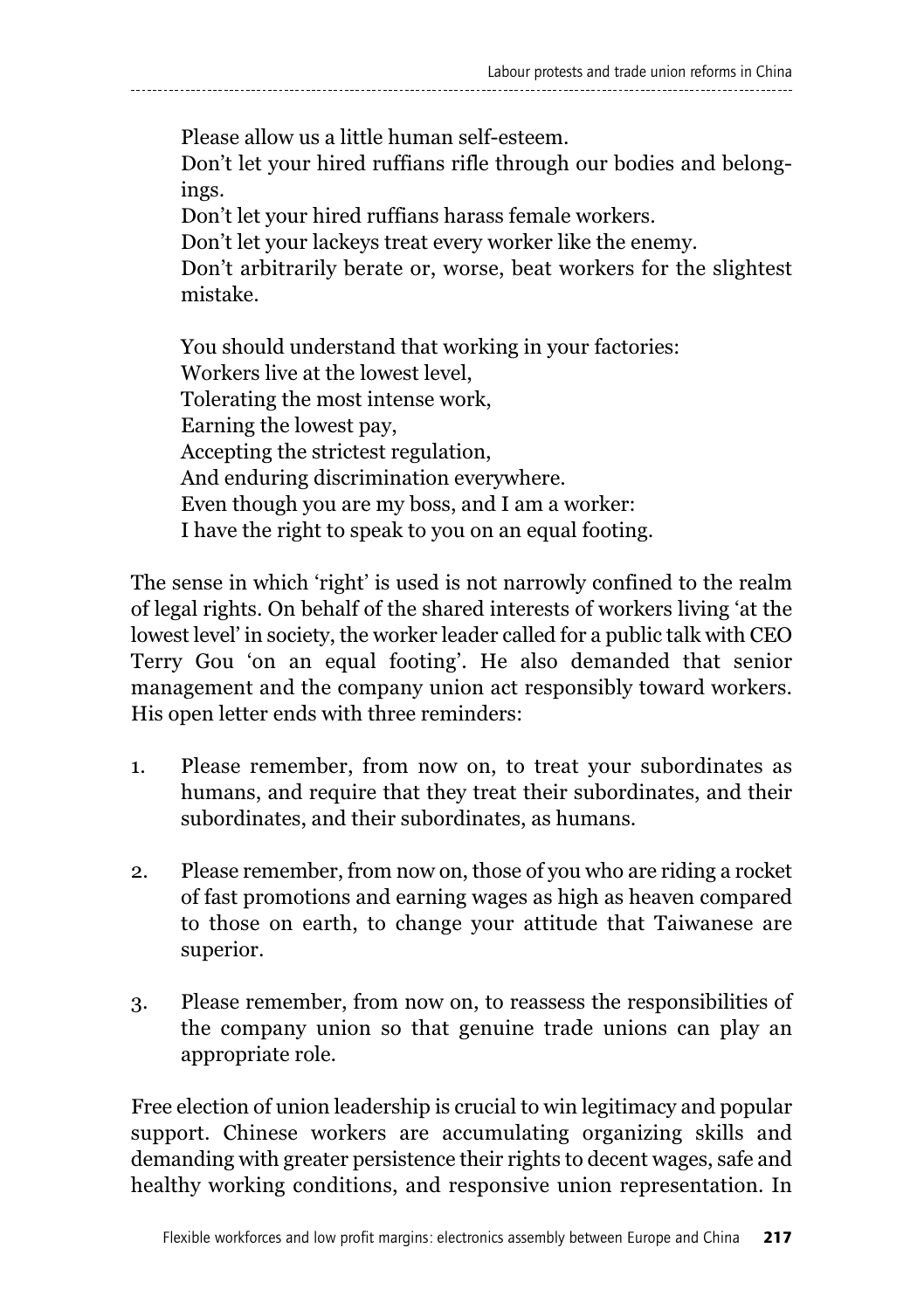Please allow us a little human self-esteem.  
Don't let your hired ruffians rifle through our bodies and belongings.  
Don't let your hired ruffians harass female workers.  
Don't let your lackeys treat every worker like the enemy.  
Don't arbitrarily berate or, worse, beat workers for the slightest mistake.

You should understand that working in your factories:  
Workers live at the lowest level,  
Tolerating the most intense work,  
Earning the lowest pay,  
Accepting the strictest regulation,  
And enduring discrimination everywhere.  
Even though you are my boss, and I am a worker:  
I have the right to speak to you on an equal footing.

The sense in which 'right' is used is not narrowly confined to the realm of legal rights. On behalf of the shared interests of workers living 'at the lowest level' in society, the worker leader called for a public talk with CEO Terry Gou 'on an equal footing'. He also demanded that senior management and the company union act responsibly toward workers. His open letter ends with three reminders:

1. Please remember, from now on, to treat your subordinates as humans, and require that they treat their subordinates, and their subordinates, and their subordinates, as humans.

2. Please remember, from now on, those of you who are riding a rocket of fast promotions and earning wages as high as heaven compared to those on earth, to change your attitude that Taiwanese are superior.

3. Please remember, from now on, to reassess the responsibilities of the company union so that genuine trade unions can play an appropriate role.

Free election of union leadership is crucial to win legitimacy and popular support. Chinese workers are accumulating organizing skills and demanding with greater persistence their rights to decent wages, safe and healthy working conditions, and responsive union representation. In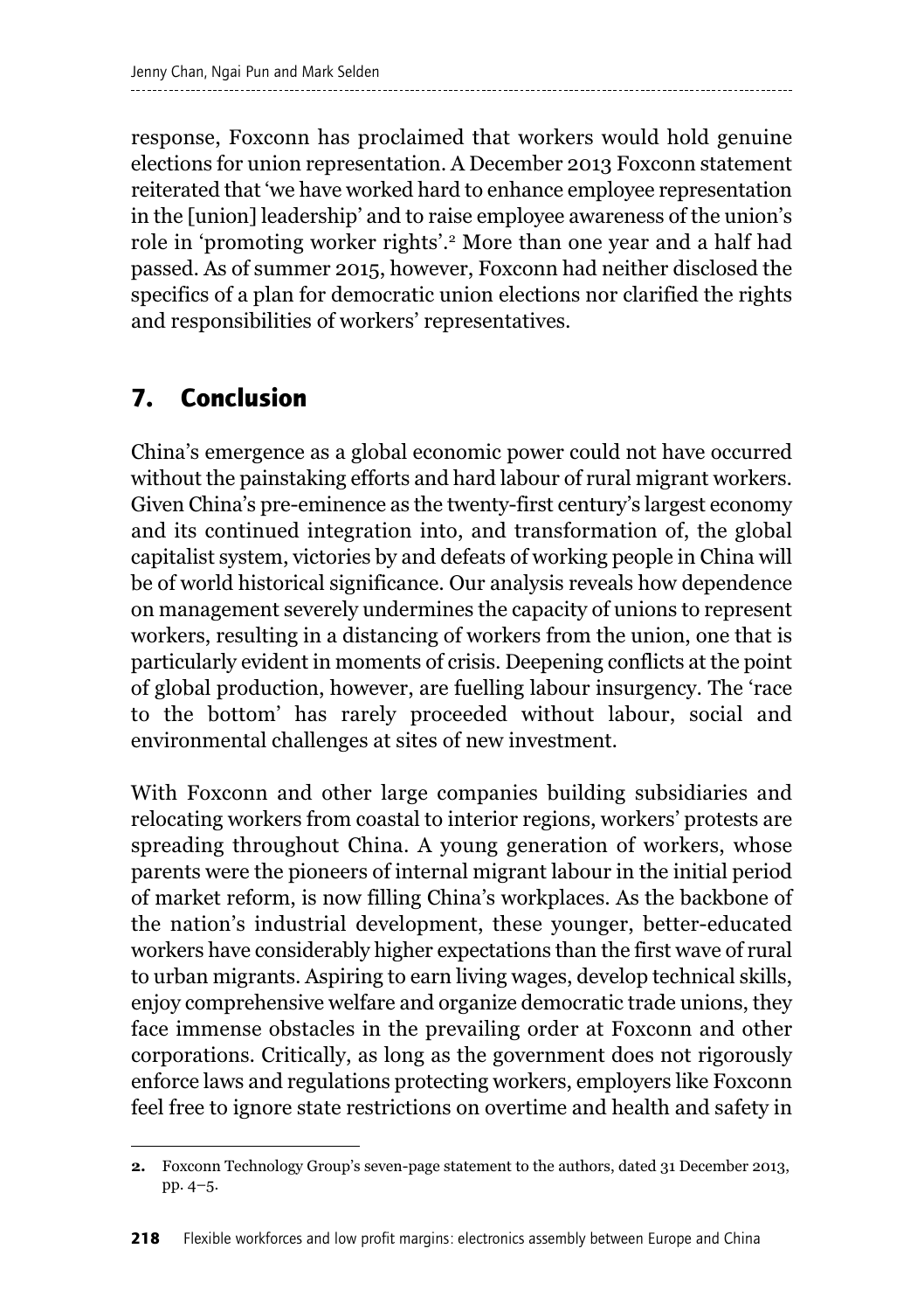response, Foxconn has proclaimed that workers would hold genuine elections for union representation. A December 2013 Foxconn statement reiterated that 'we have worked hard to enhance employee representation in the [union] leadership' and to raise employee awareness of the union's role in 'promoting worker rights'.[2] More than one year and a half had passed. As of summer 2015, however, Foxconn had neither disclosed the specifics of a plan for democratic union elections nor clarified the rights and responsibilities of workers' representatives.

## 7. Conclusion

China's emergence as a global economic power could not have occurred without the painstaking efforts and hard labour of rural migrant workers. Given China's pre-eminence as the twenty-first century's largest economy and its continued integration into, and transformation of, the global capitalist system, victories by and defeats of working people in China will be of world historical significance. Our analysis reveals how dependence on management severely undermines the capacity of unions to represent workers, resulting in a distancing of workers from the union, one that is particularly evident in moments of crisis. Deepening conflicts at the point of global production, however, are fuelling labour insurgency. The 'race to the bottom' has rarely proceeded without labour, social and environmental challenges at sites of new investment.

With Foxconn and other large companies building subsidiaries and relocating workers from coastal to interior regions, workers' protests are spreading throughout China. A young generation of workers, whose parents were the pioneers of internal migrant labour in the initial period of market reform, is now filling China's workplaces. As the backbone of the nation's industrial development, these younger, better-educated workers have considerably higher expectations than the first wave of rural to urban migrants. Aspiring to earn living wages, develop technical skills, enjoy comprehensive welfare and organize democratic trade unions, they face immense obstacles in the prevailing order at Foxconn and other corporations. Critically, as long as the government does not rigorously enforce laws and regulations protecting workers, employers like Foxconn feel free to ignore state restrictions on overtime and health and safety in

---

**2.** Foxconn Technology Group's seven-page statement to the authors, dated 31 December 2013, pp. 4–5.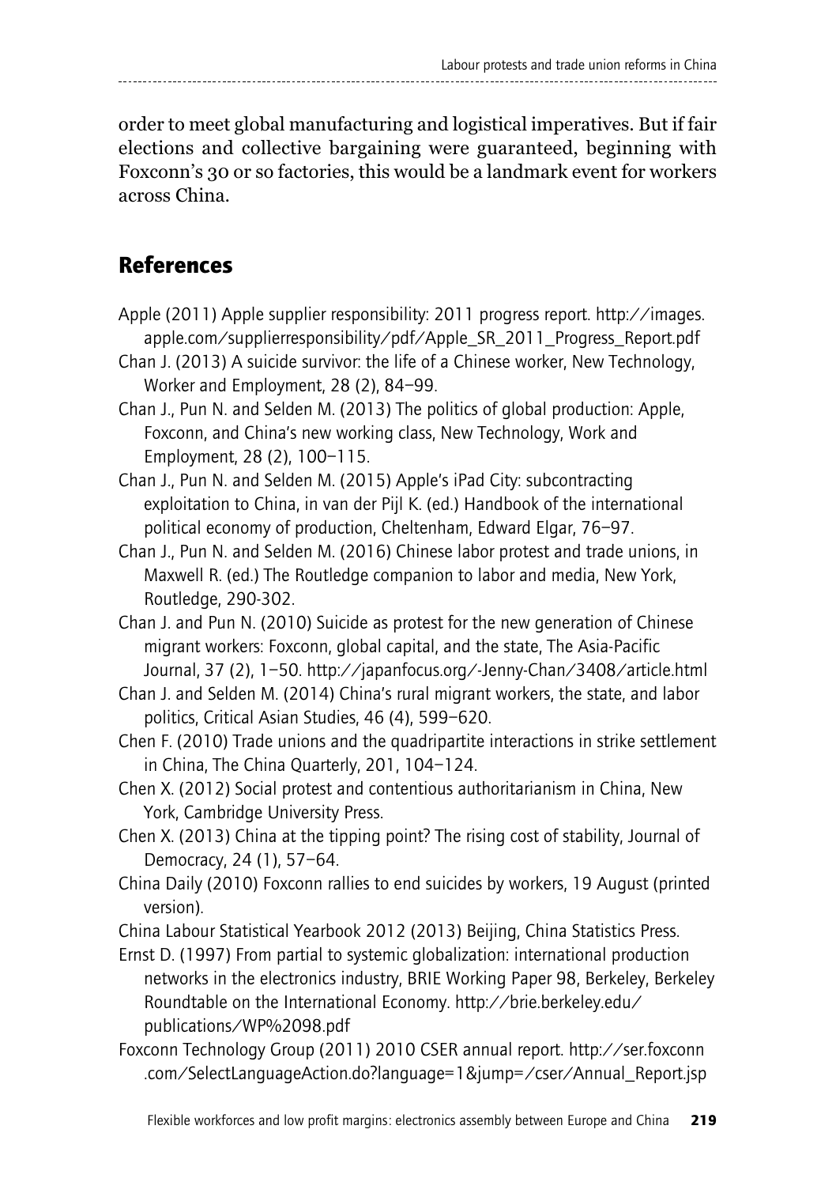order to meet global manufacturing and logistical imperatives. But if fair elections and collective bargaining were guaranteed, beginning with Foxconn's 30 or so factories, this would be a landmark event for workers across China.

## References

Apple (2011) Apple supplier responsibility: 2011 progress report. http://images.apple.com/supplierresponsibility/pdf/Apple_SR_2011_Progress_Report.pdf

Chan J. (2013) A suicide survivor: the life of a Chinese worker, New Technology, Worker and Employment, 28 (2), 84–99.

Chan J., Pun N. and Selden M. (2013) The politics of global production: Apple, Foxconn, and China's new working class, New Technology, Work and Employment, 28 (2), 100–115.

Chan J., Pun N. and Selden M. (2015) Apple's iPad City: subcontracting exploitation to China, in van der Pijl K. (ed.) Handbook of the international political economy of production, Cheltenham, Edward Elgar, 76–97.

Chan J., Pun N. and Selden M. (2016) Chinese labor protest and trade unions, in Maxwell R. (ed.) The Routledge companion to labor and media, New York, Routledge, 290-302.

Chan J. and Pun N. (2010) Suicide as protest for the new generation of Chinese migrant workers: Foxconn, global capital, and the state, The Asia-Pacific Journal, 37 (2), 1–50. http://japanfocus.org/-Jenny-Chan/3408/article.html

Chan J. and Selden M. (2014) China's rural migrant workers, the state, and labor politics, Critical Asian Studies, 46 (4), 599–620.

Chen F. (2010) Trade unions and the quadripartite interactions in strike settlement in China, The China Quarterly, 201, 104–124.

Chen X. (2012) Social protest and contentious authoritarianism in China, New York, Cambridge University Press.

Chen X. (2013) China at the tipping point? The rising cost of stability, Journal of Democracy, 24 (1), 57–64.

China Daily (2010) Foxconn rallies to end suicides by workers, 19 August (printed version).

China Labour Statistical Yearbook 2012 (2013) Beijing, China Statistics Press.

Ernst D. (1997) From partial to systemic globalization: international production networks in the electronics industry, BRIE Working Paper 98, Berkeley, Berkeley Roundtable on the International Economy. http://brie.berkeley.edu/publications/WP%2098.pdf

Foxconn Technology Group (2011) 2010 CSER annual report. http://ser.foxconn.com/SelectLanguageAction.do?language=1&jump=/cser/Annual_Report.jsp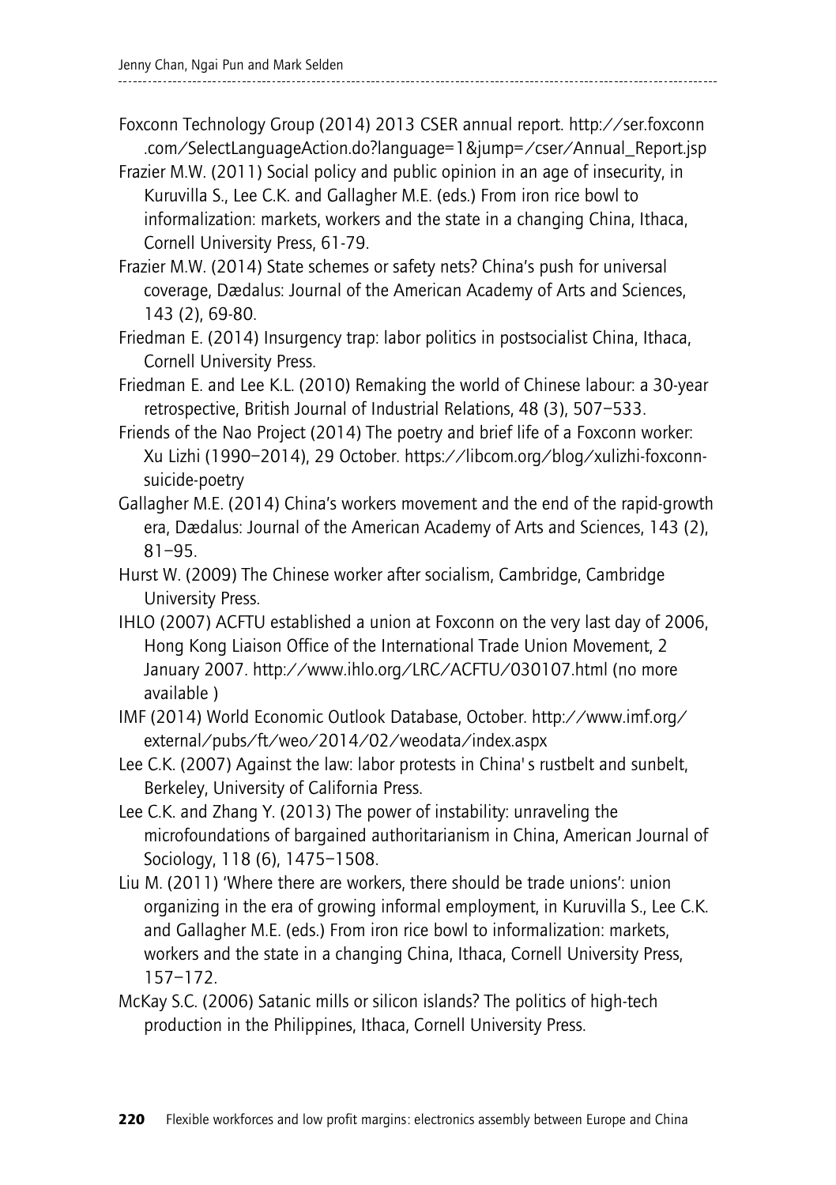Foxconn Technology Group (2014) 2013 CSER annual report. http://ser.foxconn.com/SelectLanguageAction.do?language=1&jump=/cser/Annual_Report.jsp

Frazier M.W. (2011) Social policy and public opinion in an age of insecurity, in Kuruvilla S., Lee C.K. and Gallagher M.E. (eds.) From iron rice bowl to informalization: markets, workers and the state in a changing China, Ithaca, Cornell University Press, 61-79.

Frazier M.W. (2014) State schemes or safety nets? China's push for universal coverage, Dædalus: Journal of the American Academy of Arts and Sciences, 143 (2), 69-80.

Friedman E. (2014) Insurgency trap: labor politics in postsocialist China, Ithaca, Cornell University Press.

Friedman E. and Lee K.L. (2010) Remaking the world of Chinese labour: a 30-year retrospective, British Journal of Industrial Relations, 48 (3), 507–533.

Friends of the Nao Project (2014) The poetry and brief life of a Foxconn worker: Xu Lizhi (1990–2014), 29 October. https://libcom.org/blog/xulizhi-foxconn-suicide-poetry

Gallagher M.E. (2014) China's workers movement and the end of the rapid-growth era, Dædalus: Journal of the American Academy of Arts and Sciences, 143 (2), 81–95.

Hurst W. (2009) The Chinese worker after socialism, Cambridge, Cambridge University Press.

IHLO (2007) ACFTU established a union at Foxconn on the very last day of 2006, Hong Kong Liaison Office of the International Trade Union Movement, 2 January 2007. http://www.ihlo.org/LRC/ACFTU/030107.html (no more available )

IMF (2014) World Economic Outlook Database, October. http://www.imf.org/external/pubs/ft/weo/2014/02/weodata/index.aspx

Lee C.K. (2007) Against the law: labor protests in China' s rustbelt and sunbelt, Berkeley, University of California Press.

Lee C.K. and Zhang Y. (2013) The power of instability: unraveling the microfoundations of bargained authoritarianism in China, American Journal of Sociology, 118 (6), 1475–1508.

Liu M. (2011) 'Where there are workers, there should be trade unions': union organizing in the era of growing informal employment, in Kuruvilla S., Lee C.K. and Gallagher M.E. (eds.) From iron rice bowl to informalization: markets, workers and the state in a changing China, Ithaca, Cornell University Press, 157–172.

McKay S.C. (2006) Satanic mills or silicon islands? The politics of high-tech production in the Philippines, Ithaca, Cornell University Press.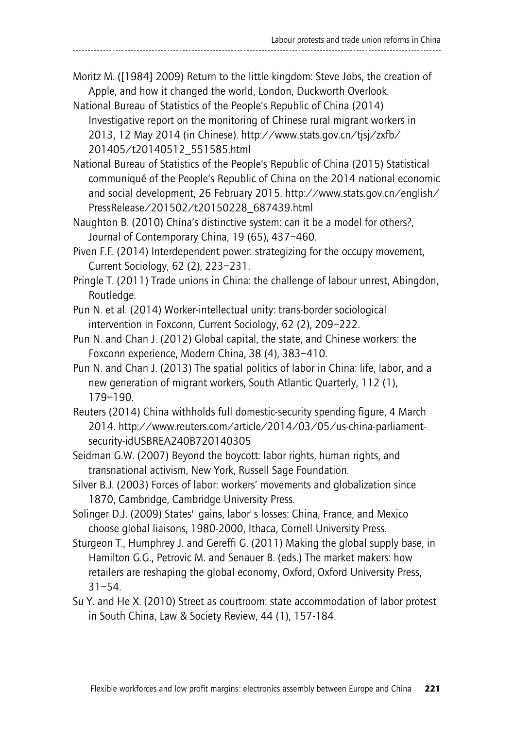Moritz M. ([1984] 2009) Return to the little kingdom: Steve Jobs, the creation of Apple, and how it changed the world, London, Duckworth Overlook.

National Bureau of Statistics of the People's Republic of China (2014) Investigative report on the monitoring of Chinese rural migrant workers in 2013, 12 May 2014 (in Chinese). http://www.stats.gov.cn/tjsj/zxfb/201405/t20140512_551585.html

National Bureau of Statistics of the People's Republic of China (2015) Statistical communiqué of the People's Republic of China on the 2014 national economic and social development, 26 February 2015. http://www.stats.gov.cn/english/PressRelease/201502/t20150228_687439.html

Naughton B. (2010) China's distinctive system: can it be a model for others?, Journal of Contemporary China, 19 (65), 437–460.

Piven F.F. (2014) Interdependent power: strategizing for the occupy movement, Current Sociology, 62 (2), 223–231.

Pringle T. (2011) Trade unions in China: the challenge of labour unrest, Abingdon, Routledge.

Pun N. et al. (2014) Worker-intellectual unity: trans-border sociological intervention in Foxconn, Current Sociology, 62 (2), 209–222.

Pun N. and Chan J. (2012) Global capital, the state, and Chinese workers: the Foxconn experience, Modern China, 38 (4), 383–410.

Pun N. and Chan J. (2013) The spatial politics of labor in China: life, labor, and a new generation of migrant workers, South Atlantic Quarterly, 112 (1), 179–190.

Reuters (2014) China withholds full domestic-security spending figure, 4 March 2014. http://www.reuters.com/article/2014/03/05/us-china-parliament-security-idUSBREA240B720140305

Seidman G.W. (2007) Beyond the boycott: labor rights, human rights, and transnational activism, New York, Russell Sage Foundation.

Silver B.J. (2003) Forces of labor: workers' movements and globalization since 1870, Cambridge, Cambridge University Press.

Solinger D.J. (2009) States' gains, labor's losses: China, France, and Mexico choose global liaisons, 1980-2000, Ithaca, Cornell University Press.

Sturgeon T., Humphrey J. and Gereffi G. (2011) Making the global supply base, in Hamilton G.G., Petrovic M. and Senauer B. (eds.) The market makers: how retailers are reshaping the global economy, Oxford, Oxford University Press, 31–54.

Su Y. and He X. (2010) Street as courtroom: state accommodation of labor protest in South China, Law & Society Review, 44 (1), 157-184.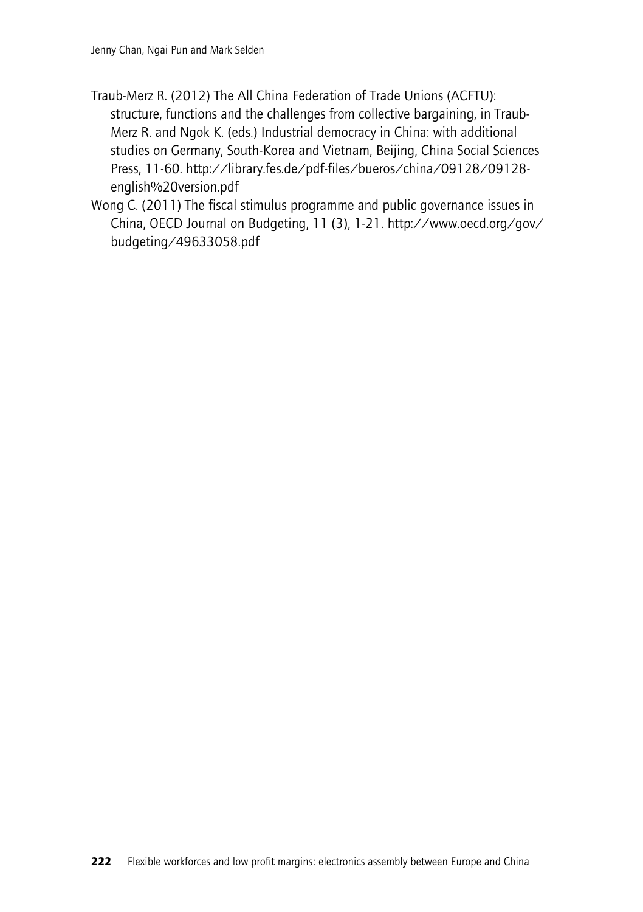Traub-Merz R. (2012) The All China Federation of Trade Unions (ACFTU): structure, functions and the challenges from collective bargaining, in Traub-Merz R. and Ngok K. (eds.) Industrial democracy in China: with additional studies on Germany, South-Korea and Vietnam, Beijing, China Social Sciences Press, 11-60. http://library.fes.de/pdf-files/bueros/china/09128/09128-english%20version.pdf

Wong C. (2011) The fiscal stimulus programme and public governance issues in China, OECD Journal on Budgeting, 11 (3), 1-21. http://www.oecd.org/gov/budgeting/49633058.pdf